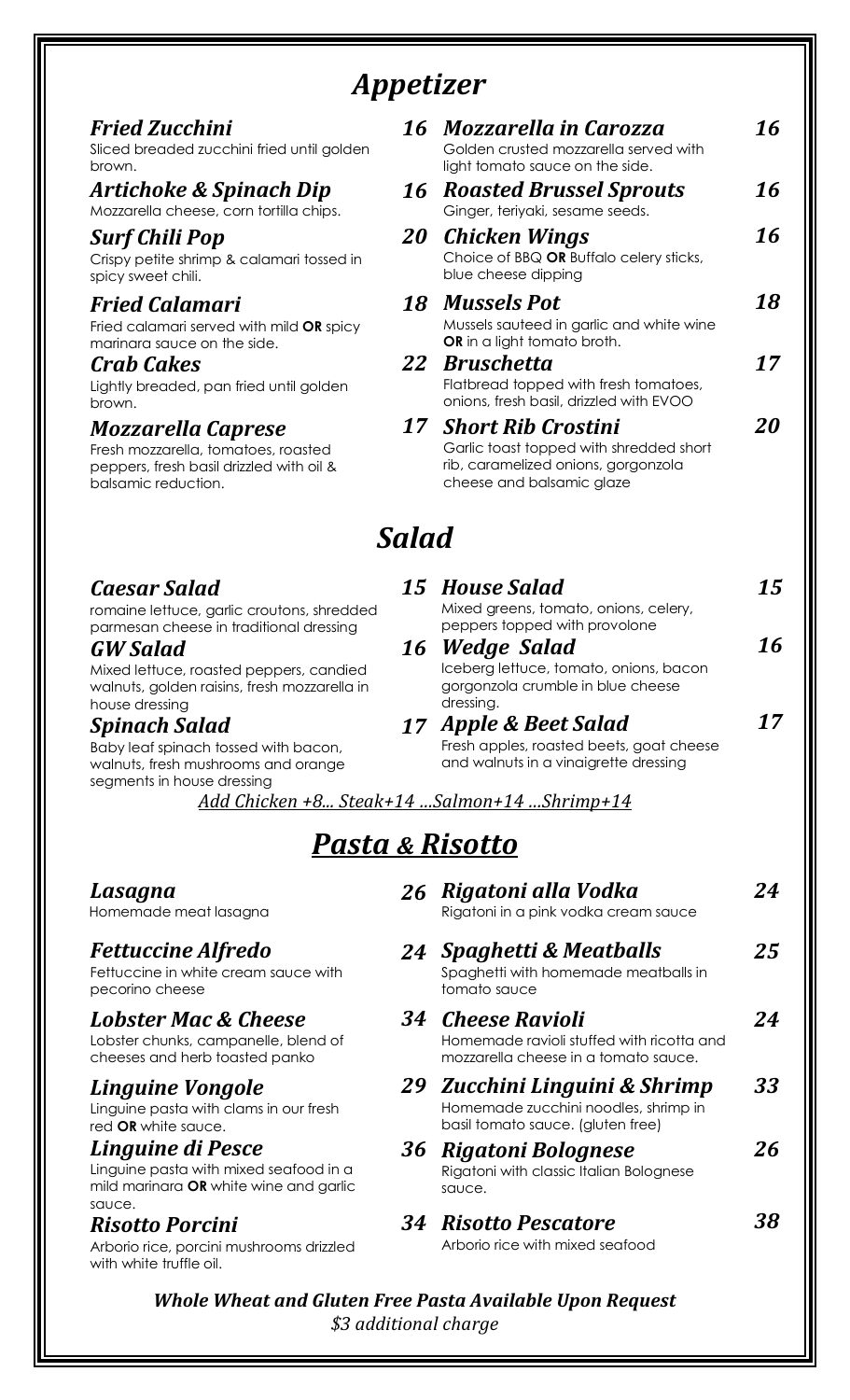# *Appetizer*

***Fried Zucchini*** — **16**
Sliced breaded zucchini fried until golden brown.

***Artichoke & Spinach Dip*** — **16**
Mozzarella cheese, corn tortilla chips.

***Surf Chili Pop*** — **20**
Crispy petite shrimp & calamari tossed in spicy sweet chili.

***Fried Calamari*** — **18**
Fried calamari served with mild **OR** spicy marinara sauce on the side.

***Crab Cakes*** — **22**
Lightly breaded, pan fried until golden brown.

***Mozzarella Caprese*** — **17**
Fresh mozzarella, tomatoes, roasted peppers, fresh basil drizzled with oil & balsamic reduction.

***Mozzarella in Carozza*** — **16**
Golden crusted mozzarella served with light tomato sauce on the side.

***Roasted Brussel Sprouts*** — **16**
Ginger, teriyaki, sesame seeds.

***Chicken Wings*** — **16**
Choice of BBQ **OR** Buffalo celery sticks, blue cheese dipping

***Mussels Pot*** — **18**
Mussels sauteed in garlic and white wine **OR** in a light tomato broth.

***Bruschetta*** — **17**
Flatbread topped with fresh tomatoes, onions, fresh basil, drizzled with EVOO

***Short Rib Crostini*** — **20**
Garlic toast topped with shredded short rib, caramelized onions, gorgonzola cheese and balsamic glaze

# *Salad*

***Caesar Salad*** — **15**
romaine lettuce, garlic croutons, shredded parmesan cheese in traditional dressing

***GW Salad*** — **16**
Mixed lettuce, roasted peppers, candied walnuts, golden raisins, fresh mozzarella in house dressing

***Spinach Salad*** — **17**
Baby leaf spinach tossed with bacon, walnuts, fresh mushrooms and orange segments in house dressing

***House Salad*** — **15**
Mixed greens, tomato, onions, celery, peppers topped with provolone

***Wedge Salad*** — **16**
Iceberg lettuce, tomato, onions, bacon gorgonzola crumble in blue cheese dressing.

***Apple & Beet Salad*** — **17**
Fresh apples, roasted beets, goat cheese and walnuts in a vinaigrette dressing

*Add Chicken +8... Steak+14 ...Salmon+14 ...Shrimp+14*

# *Pasta & Risotto*

***Lasagna*** — **26**
Homemade meat lasagna

***Fettuccine Alfredo*** — **24**
Fettuccine in white cream sauce with pecorino cheese

***Lobster Mac & Cheese*** — **34**
Lobster chunks, campanelle, blend of cheeses and herb toasted panko

***Linguine Vongole*** — **29**
Linguine pasta with clams in our fresh red **OR** white sauce.

***Linguine di Pesce*** — **36**
Linguine pasta with mixed seafood in a mild marinara **OR** white wine and garlic sauce.

***Risotto Porcini*** — **34**
Arborio rice, porcini mushrooms drizzled with white truffle oil.

***Rigatoni alla Vodka*** — **24**
Rigatoni in a pink vodka cream sauce

***Spaghetti & Meatballs*** — **25**
Spaghetti with homemade meatballs in tomato sauce

***Cheese Ravioli*** — **24**
Homemade ravioli stuffed with ricotta and mozzarella cheese in a tomato sauce.

***Zucchini Linguini & Shrimp*** — **33**
Homemade zucchini noodles, shrimp in basil tomato sauce. (gluten free)

***Rigatoni Bolognese*** — **26**
Rigatoni with classic Italian Bolognese sauce.

***Risotto Pescatore*** — **38**
Arborio rice with mixed seafood

***Whole Wheat and Gluten Free Pasta Available Upon Request***
*$3 additional charge*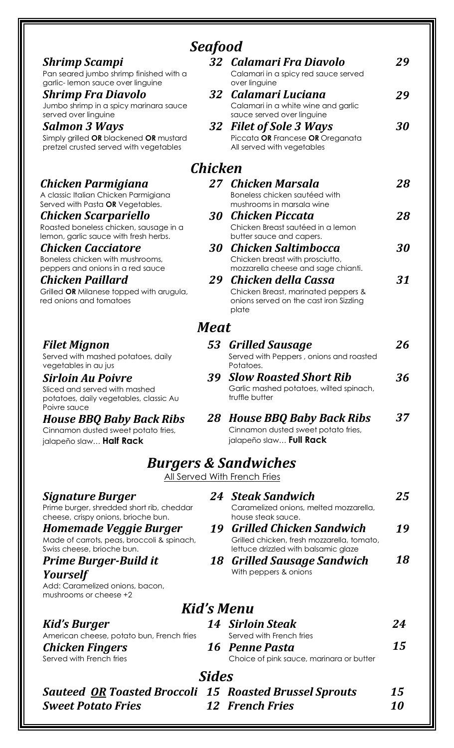## Seafood

***Shrimp Scampi*** **32**
Pan seared jumbo shrimp finished with a garlic- lemon sauce over linguine

***Shrimp Fra Diavolo*** **32**
Jumbo shrimp in a spicy marinara sauce served over linguine

***Salmon 3 Ways*** **32**
Simply grilled **OR** blackened **OR** mustard pretzel crusted served with vegetables

***Calamari Fra Diavolo*** **29**
Calamari in a spicy red sauce served over linguine

***Calamari Luciana*** **29**
Calamari in a white wine and garlic sauce served over linguine

***Filet of Sole 3 Ways*** **30**
Piccata **OR** Francese **OR** Oreganata
All served with vegetables

## Chicken

***Chicken Parmigiana*** **27**
A classic Italian Chicken Parmigiana Served with Pasta **OR** Vegetables.

***Chicken Scarpariello*** **30**
Roasted boneless chicken, sausage in a lemon, garlic sauce with fresh herbs.

***Chicken Cacciatore*** **30**
Boneless chicken with mushrooms, peppers and onions in a red sauce

***Chicken Paillard*** **29**
Grilled **OR** Milanese topped with arugula, red onions and tomatoes

***Chicken Marsala*** **28**
Boneless chicken sautéed with mushrooms in marsala wine

***Chicken Piccata*** **28**
Chicken Breast sautéed in a lemon butter sauce and capers.

***Chicken Saltimbocca*** **30**
Chicken breast with prosciutto, mozzarella cheese and sage chianti.

***Chicken della Cassa*** **31**
Chicken Breast, marinated peppers & onions served on the cast iron Sizzling plate

## Meat

***Filet Mignon*** **53**
Served with mashed potatoes, daily vegetables in au jus

***Sirloin Au Poivre*** **39**
Sliced and served with mashed potatoes, daily vegetables, classic Au Poivre sauce

***House BBQ Baby Back Ribs*** **28**
Cinnamon dusted sweet potato fries, jalapeño slaw… **Half Rack**

***Grilled Sausage*** **26**
Served with Peppers , onions and roasted Potatoes.

***Slow Roasted Short Rib*** **36**
Garlic mashed potatoes, wilted spinach, truffle butter

***House BBQ Baby Back Ribs*** **37**
Cinnamon dusted sweet potato fries, jalapeño slaw… **Full Rack**

## Burgers & Sandwiches

All Served With French Fries

***Signature Burger*** **24**
Prime burger, shredded short rib, cheddar cheese, crispy onions, brioche bun.

***Homemade Veggie Burger*** **19**
Made of carrots, peas, broccoli & spinach, Swiss cheese, brioche bun.

***Prime Burger-Build it Yourself*** **18**
Add: Caramelized onions, bacon, mushrooms or cheese +2

***Steak Sandwich*** **25**
Caramelized onions, melted mozzarella, house steak sauce.

***Grilled Chicken Sandwich*** **19**
Grilled chicken, fresh mozzarella, tomato, lettuce drizzled with balsamic glaze

***Grilled Sausage Sandwich*** **18**
With peppers & onions

## Kid's Menu

***Kid's Burger*** **14**
American cheese, potato bun, French fries

***Chicken Fingers*** **16**
Served with French fries

***Sirloin Steak*** **24**
Served with French fries

***Penne Pasta*** **15**
Choice of pink sauce, marinara or butter

## Sides

***Sauteed OR Toasted Broccoli*** **15**

***Sweet Potato Fries*** **12**

***Roasted Brussel Sprouts*** **15**

***French Fries*** **10**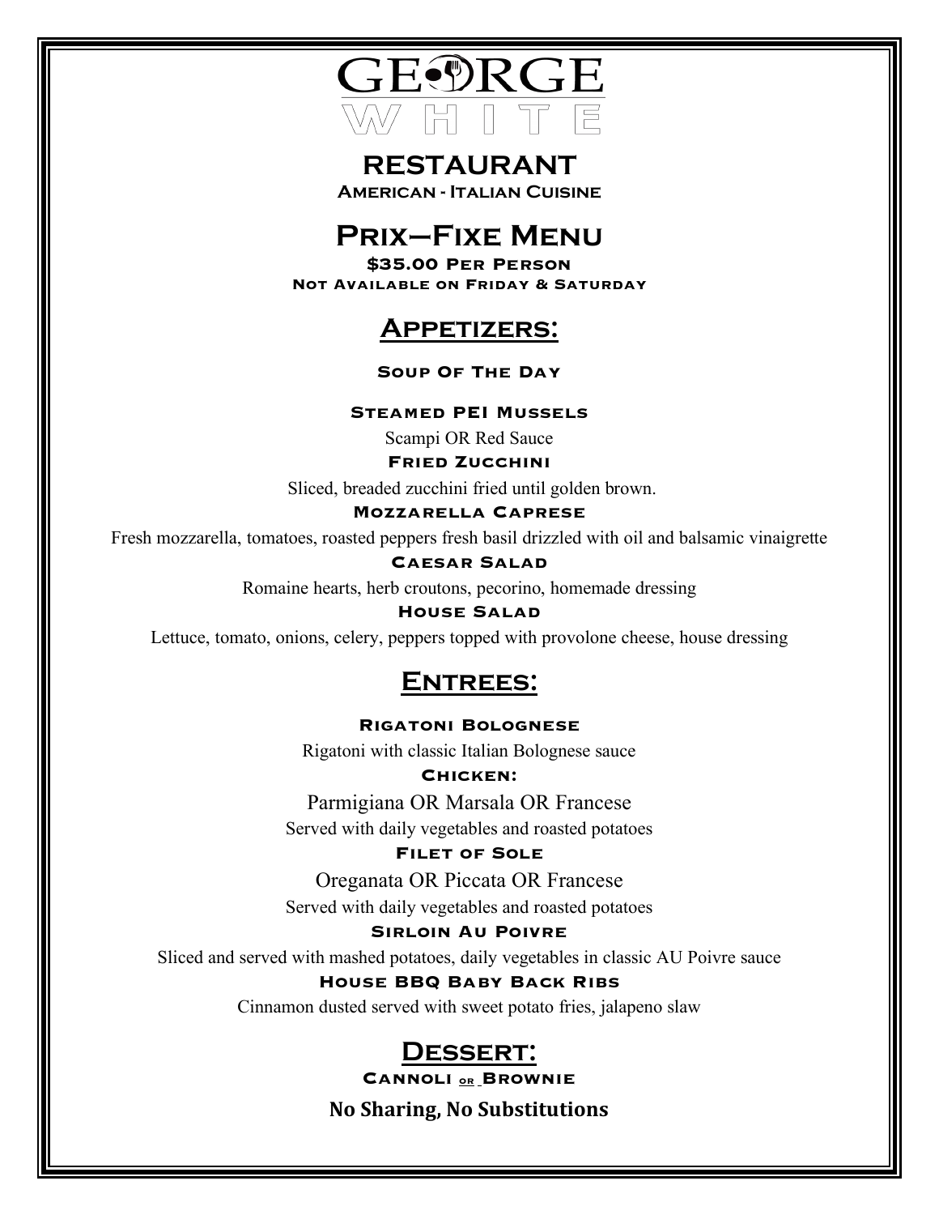# GEORGE WHITE

## RESTAURANT

**American - Italian Cuisine**

## Prix–Fixe Menu

**$35.00 Per Person**

**Not Available on Friday & Saturday**

## Appetizers:

**Soup Of The Day**

**Steamed PEI Mussels**

Scampi OR Red Sauce

**Fried Zucchini**

Sliced, breaded zucchini fried until golden brown.

**Mozzarella Caprese**

Fresh mozzarella, tomatoes, roasted peppers fresh basil drizzled with oil and balsamic vinaigrette

**Caesar Salad**

Romaine hearts, herb croutons, pecorino, homemade dressing

**House Salad**

Lettuce, tomato, onions, celery, peppers topped with provolone cheese, house dressing

## Entrees:

**Rigatoni Bolognese**

Rigatoni with classic Italian Bolognese sauce

**Chicken:**

Parmigiana OR Marsala OR Francese

Served with daily vegetables and roasted potatoes

**Filet of Sole**

Oreganata OR Piccata OR Francese

Served with daily vegetables and roasted potatoes

**Sirloin Au Poivre**

Sliced and served with mashed potatoes, daily vegetables in classic AU Poivre sauce

**House BBQ Baby Back Ribs**

Cinnamon dusted served with sweet potato fries, jalapeno slaw

## Dessert:

**Cannoli or Brownie**

**No Sharing, No Substitutions**